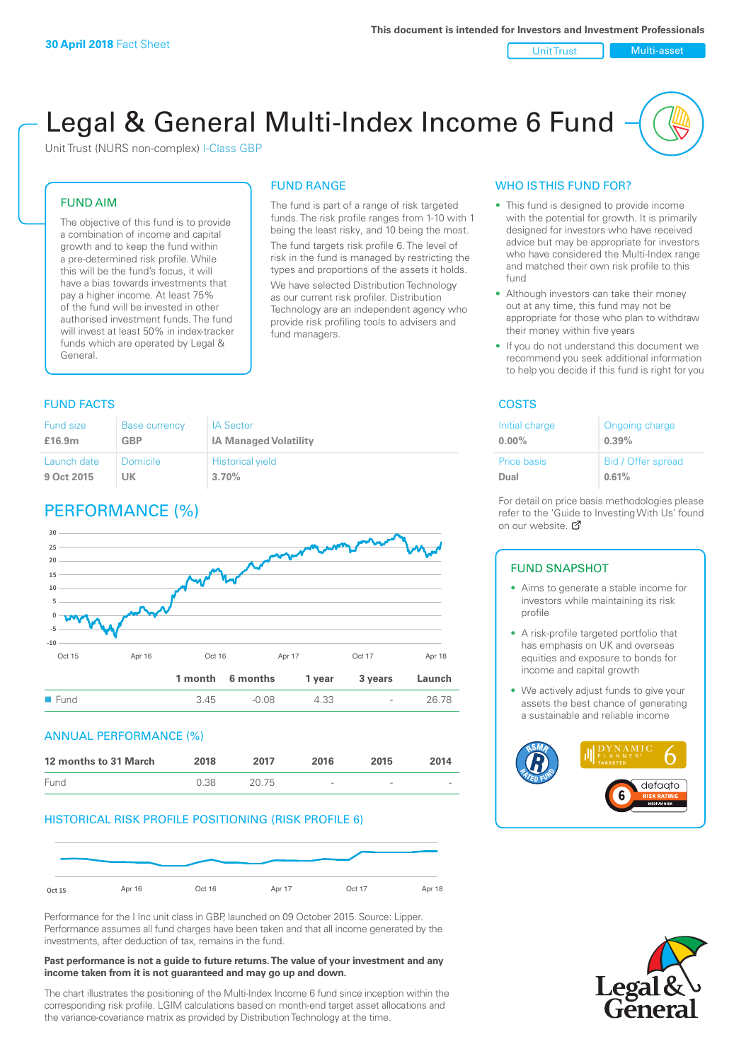30 April 2018 Fact Sheet

This document is intended for Investors and Investment Professionals

Unit Trust | Multi-asset

# Legal & General Multi-Index Income 6 Fund

Unit Trust (NURS non-complex) I-Class GBP

## FUND AIM

The objective of this fund is to provide a combination of income and capital growth and to keep the fund within a pre-determined risk profile. While this will be the fund's focus, it will have a bias towards investments that pay a higher income. At least 75% of the fund will be invested in other authorised investment funds. The fund will invest at least 50% in index-tracker funds which are operated by Legal & General.

## FUND RANGE

The fund is part of a range of risk targeted funds. The risk profile ranges from 1-10 with 1 being the least risky, and 10 being the most.

The fund targets risk profile 6. The level of risk in the fund is managed by restricting the types and proportions of the assets it holds. We have selected Distribution Technology as our current risk profiler. Distribution Technology are an independent agency who provide risk profiling tools to advisers and fund managers.

## WHO IS THIS FUND FOR?

- This fund is designed to provide income with the potential for growth. It is primarily designed for investors who have received advice but may be appropriate for investors who have considered the Multi-Index range and matched their own risk profile to this fund
- Although investors can take their money out at any time, this fund may not be appropriate for those who plan to withdraw their money within five years
- If you do not understand this document we recommend you seek additional information to help you decide if this fund is right for you

## FUND FACTS

| Fund size | Base currency | IA Sector |
|---|---|---|
| £16.9m | GBP | IA Managed Volatility |
| **Launch date** | **Domicile** | **Historical yield** |
| 9 Oct 2015 | UK | 3.70% |

## COSTS

| Initial charge | Ongoing charge |
|---|---|
| 0.00% | 0.39% |
| **Price basis** | **Bid / Offer spread** |
| Dual | 0.61% |

For detail on price basis methodologies please refer to the 'Guide to Investing With Us' found on our website.

## PERFORMANCE (%)

| | 1 month | 6 months | 1 year | 3 years | Launch |
|---|---|---|---|---|---|
| Fund | 3.45 | -0.08 | 4.33 | - | 26.78 |

## ANNUAL PERFORMANCE (%)

| 12 months to 31 March | 2018 | 2017 | 2016 | 2015 | 2014 |
|---|---|---|---|---|---|
| Fund | 0.38 | 20.75 | - | - | - |

## HISTORICAL RISK PROFILE POSITIONING (RISK PROFILE 6)

Performance for the I Inc unit class in GBP, launched on 09 October 2015. Source: Lipper. Performance assumes all fund charges have been taken and that all income generated by the investments, after deduction of tax, remains in the fund.

**Past performance is not a guide to future returns. The value of your investment and any income taken from it is not guaranteed and may go up and down.**

The chart illustrates the positioning of the Multi-Index Income 6 fund since inception within the corresponding risk profile. LGIM calculations based on month-end target asset allocations and the variance-covariance matrix as provided by Distribution Technology at the time.

## FUND SNAPSHOT

- Aims to generate a stable income for investors while maintaining its risk profile
- A risk-profile targeted portfolio that has emphasis on UK and overseas equities and exposure to bonds for income and capital growth
- We actively adjust funds to give your assets the best chance of generating a sustainable and reliable income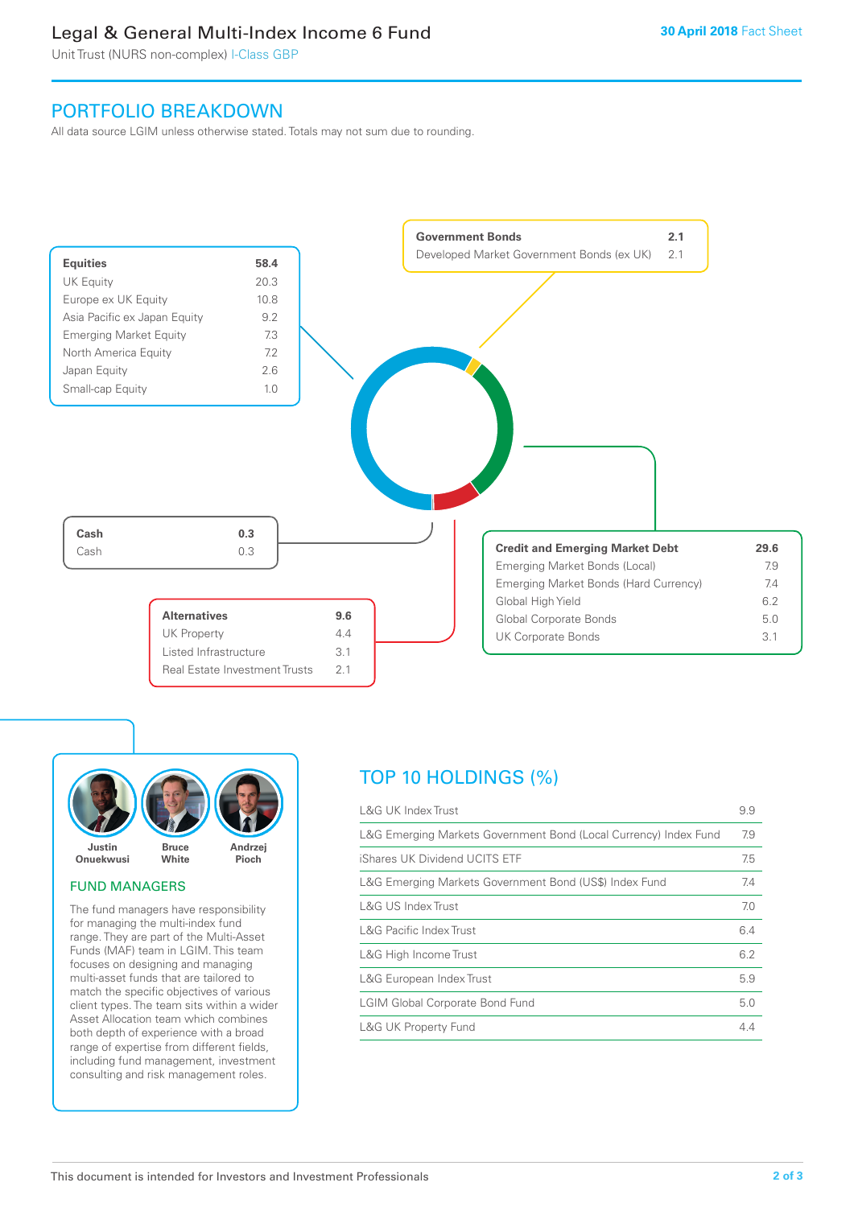# Legal & General Multi-Index Income 6 Fund

Unit Trust (NURS non-complex) I-Class GBP

**30 April 2018** Fact Sheet

## PORTFOLIO BREAKDOWN

All data source LGIM unless otherwise stated. Totals may not sum due to rounding.

| **Equities** | **58.4** |
|---|---|
| UK Equity | 20.3 |
| Europe ex UK Equity | 10.8 |
| Asia Pacific ex Japan Equity | 9.2 |
| Emerging Market Equity | 7.3 |
| North America Equity | 7.2 |
| Japan Equity | 2.6 |
| Small-cap Equity | 1.0 |

| **Government Bonds** | **2.1** |
|---|---|
| Developed Market Government Bonds (ex UK) | 2.1 |

| **Credit and Emerging Market Debt** | **29.6** |
|---|---|
| Emerging Market Bonds (Local) | 7.9 |
| Emerging Market Bonds (Hard Currency) | 7.4 |
| Global High Yield | 6.2 |
| Global Corporate Bonds | 5.0 |
| UK Corporate Bonds | 3.1 |

| **Alternatives** | **9.6** |
|---|---|
| UK Property | 4.4 |
| Listed Infrastructure | 3.1 |
| Real Estate Investment Trusts | 2.1 |

| **Cash** | **0.3** |
|---|---|
| Cash | 0.3 |

Justin Onuekwusi, Bruce White, Andrzej Pioch

## FUND MANAGERS

The fund managers have responsibility for managing the multi-index fund range. They are part of the Multi-Asset Funds (MAF) team in LGIM. This team focuses on designing and managing multi-asset funds that are tailored to match the specific objectives of various client types. The team sits within a wider Asset Allocation team which combines both depth of experience with a broad range of expertise from different fields, including fund management, investment consulting and risk management roles.

## TOP 10 HOLDINGS (%)

| Holding | % |
|---|---|
| L&G UK Index Trust | 9.9 |
| L&G Emerging Markets Government Bond (Local Currency) Index Fund | 7.9 |
| iShares UK Dividend UCITS ETF | 7.5 |
| L&G Emerging Markets Government Bond (US$) Index Fund | 7.4 |
| L&G US Index Trust | 7.0 |
| L&G Pacific Index Trust | 6.4 |
| L&G High Income Trust | 6.2 |
| L&G European Index Trust | 5.9 |
| LGIM Global Corporate Bond Fund | 5.0 |
| L&G UK Property Fund | 4.4 |

This document is intended for Investors and Investment Professionals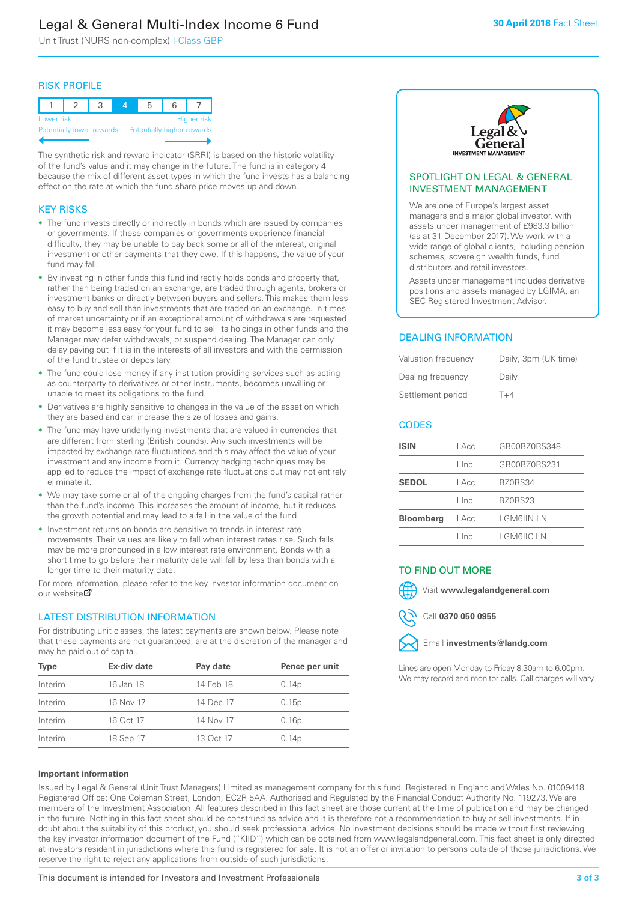# Legal & General Multi-Index Income 6 Fund

Unit Trust (NURS non-complex) I-Class GBP

**30 April 2018** Fact Sheet

## RISK PROFILE

| 1 | 2 | 3 | 4 | 5 | 6 | 7 |
|---|---|---|---|---|---|---|

Lower risk — Higher risk

Potentially lower rewards — Potentially higher rewards

The synthetic risk and reward indicator (SRRI) is based on the historic volatility of the fund's value and it may change in the future. The fund is in category 4 because the mix of different asset types in which the fund invests has a balancing effect on the rate at which the fund share price moves up and down.

## KEY RISKS

- The fund invests directly or indirectly in bonds which are issued by companies or governments. If these companies or governments experience financial difficulty, they may be unable to pay back some or all of the interest, original investment or other payments that they owe. If this happens, the value of your fund may fall.
- By investing in other funds this fund indirectly holds bonds and property that, rather than being traded on an exchange, are traded through agents, brokers or investment banks or directly between buyers and sellers. This makes them less easy to buy and sell than investments that are traded on an exchange. In times of market uncertainty or if an exceptional amount of withdrawals are requested it may become less easy for your fund to sell its holdings in other funds and the Manager may defer withdrawals, or suspend dealing. The Manager can only delay paying out if it is in the interests of all investors and with the permission of the fund trustee or depositary.
- The fund could lose money if any institution providing services such as acting as counterparty to derivatives or other instruments, becomes unwilling or unable to meet its obligations to the fund.
- Derivatives are highly sensitive to changes in the value of the asset on which they are based and can increase the size of losses and gains.
- The fund may have underlying investments that are valued in currencies that are different from sterling (British pounds). Any such investments will be impacted by exchange rate fluctuations and this may affect the value of your investment and any income from it. Currency hedging techniques may be applied to reduce the impact of exchange rate fluctuations but may not entirely eliminate it.
- We may take some or all of the ongoing charges from the fund's capital rather than the fund's income. This increases the amount of income, but it reduces the growth potential and may lead to a fall in the value of the fund.
- Investment returns on bonds are sensitive to trends in interest rate movements. Their values are likely to fall when interest rates rise. Such falls may be more pronounced in a low interest rate environment. Bonds with a short time to go before their maturity date will fall by less than bonds with a longer time to their maturity date.

For more information, please refer to the key investor information document on our website

## LATEST DISTRIBUTION INFORMATION

For distributing unit classes, the latest payments are shown below. Please note that these payments are not guaranteed, are at the discretion of the manager and may be paid out of capital.

| Type | Ex-div date | Pay date | Pence per unit |
|---|---|---|---|
| Interim | 16 Jan 18 | 14 Feb 18 | 0.14p |
| Interim | 16 Nov 17 | 14 Dec 17 | 0.15p |
| Interim | 16 Oct 17 | 14 Nov 17 | 0.16p |
| Interim | 18 Sep 17 | 13 Oct 17 | 0.14p |

## SPOTLIGHT ON LEGAL & GENERAL INVESTMENT MANAGEMENT

We are one of Europe's largest asset managers and a major global investor, with assets under management of £983.3 billion (as at 31 December 2017). We work with a wide range of global clients, including pension schemes, sovereign wealth funds, fund distributors and retail investors.

Assets under management includes derivative positions and assets managed by LGIMA, an SEC Registered Investment Advisor.

## DEALING INFORMATION

| | |
|---|---|
| Valuation frequency | Daily, 3pm (UK time) |
| Dealing frequency | Daily |
| Settlement period | T+4 |

## CODES

| | | |
|---|---|---|
| **ISIN** | I Acc | GB00BZ0RS348 |
| | I Inc | GB00BZ0RS231 |
| **SEDOL** | I Acc | BZ0RS34 |
| | I Inc | BZ0RS23 |
| **Bloomberg** | I Acc | LGM6IIN LN |
| | I Inc | LGM6IIC LN |

## TO FIND OUT MORE

Visit **www.legalandgeneral.com**

Call **0370 050 0955**

Email **investments@landg.com**

Lines are open Monday to Friday 8.30am to 6.00pm. We may record and monitor calls. Call charges will vary.

### Important information

Issued by Legal & General (Unit Trust Managers) Limited as management company for this fund. Registered in England and Wales No. 01009418. Registered Office: One Coleman Street, London, EC2R 5AA. Authorised and Regulated by the Financial Conduct Authority No. 119273. We are members of the Investment Association. All features described in this fact sheet are those current at the time of publication and may be changed in the future. Nothing in this fact sheet should be construed as advice and it is therefore not a recommendation to buy or sell investments. If in doubt about the suitability of this product, you should seek professional advice. No investment decisions should be made without first reviewing the key investor information document of the Fund ("KIID") which can be obtained from www.legalandgeneral.com. This fact sheet is only directed at investors resident in jurisdictions where this fund is registered for sale. It is not an offer or invitation to persons outside of those jurisdictions. We reserve the right to reject any applications from outside of such jurisdictions.

This document is intended for Investors and Investment Professionals